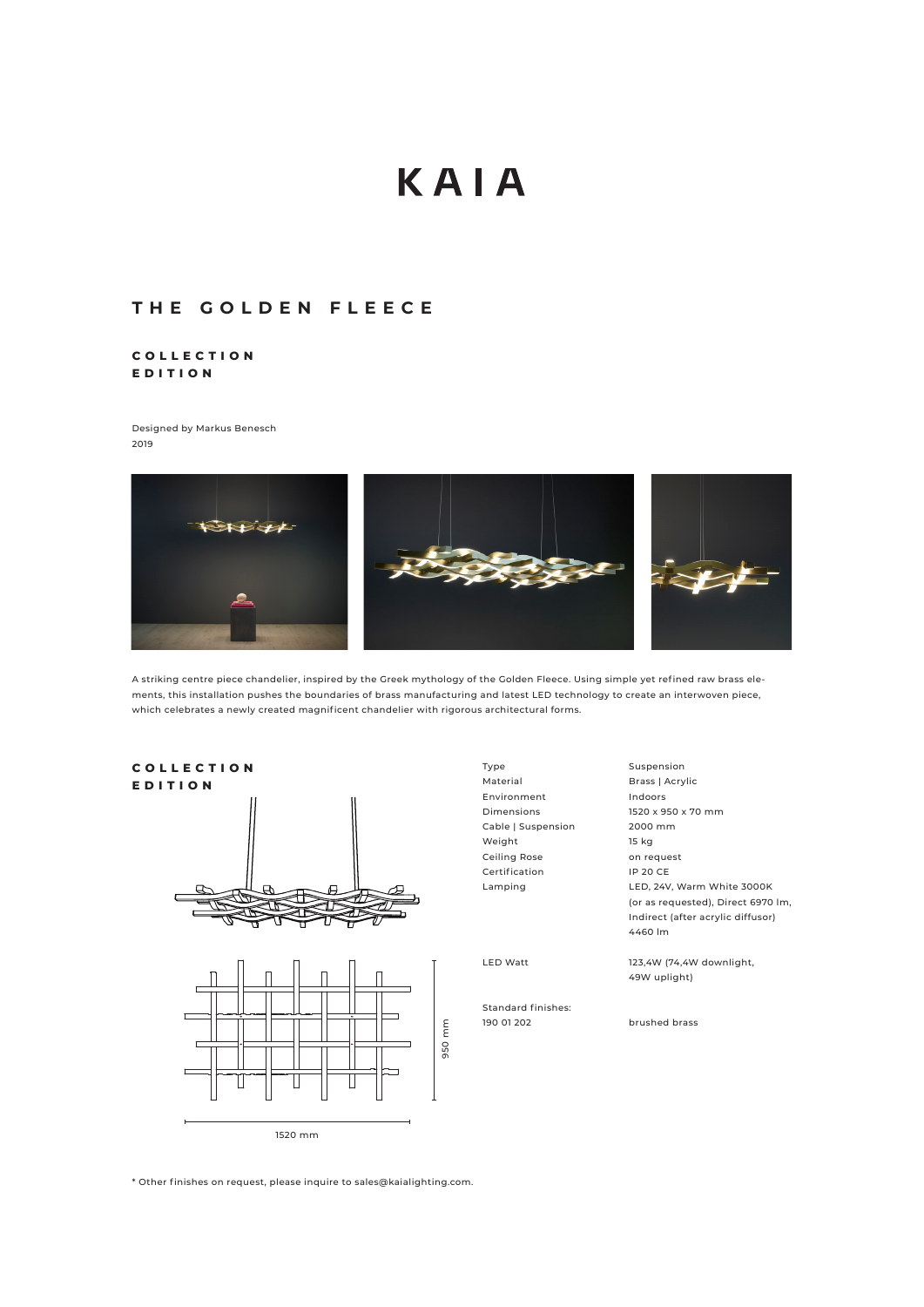# KAIA

## THE GOLDEN FLEECE

### COLLECTION EDITION

Designed by Markus Benesch
2019

A striking centre piece chandelier, inspired by the Greek mythology of the Golden Fleece. Using simple yet refined raw brass elements, this installation pushes the boundaries of brass manufacturing and latest LED technology to create an interwoven piece, which celebrates a newly created magnificent chandelier with rigorous architectural forms.

### COLLECTION EDITION

950 mm

1520 mm

| | |
|---|---|
| Type | Suspension |
| Material | Brass \| Acrylic |
| Environment | Indoors |
| Dimensions | 1520 x 950 x 70 mm |
| Cable \| Suspension | 2000 mm |
| Weight | 15 kg |
| Ceiling Rose | on request |
| Certification | IP 20 CE |
| Lamping | LED, 24V, Warm White 3000K (or as requested), Direct 6970 lm, Indirect (after acrylic diffusor) 4460 lm |
| LED Watt | 123,4W (74,4W downlight, 49W uplight) |
| Standard finishes: | |
| 190 01 202 | brushed brass |

* Other finishes on request, please inquire to sales@kaialighting.com.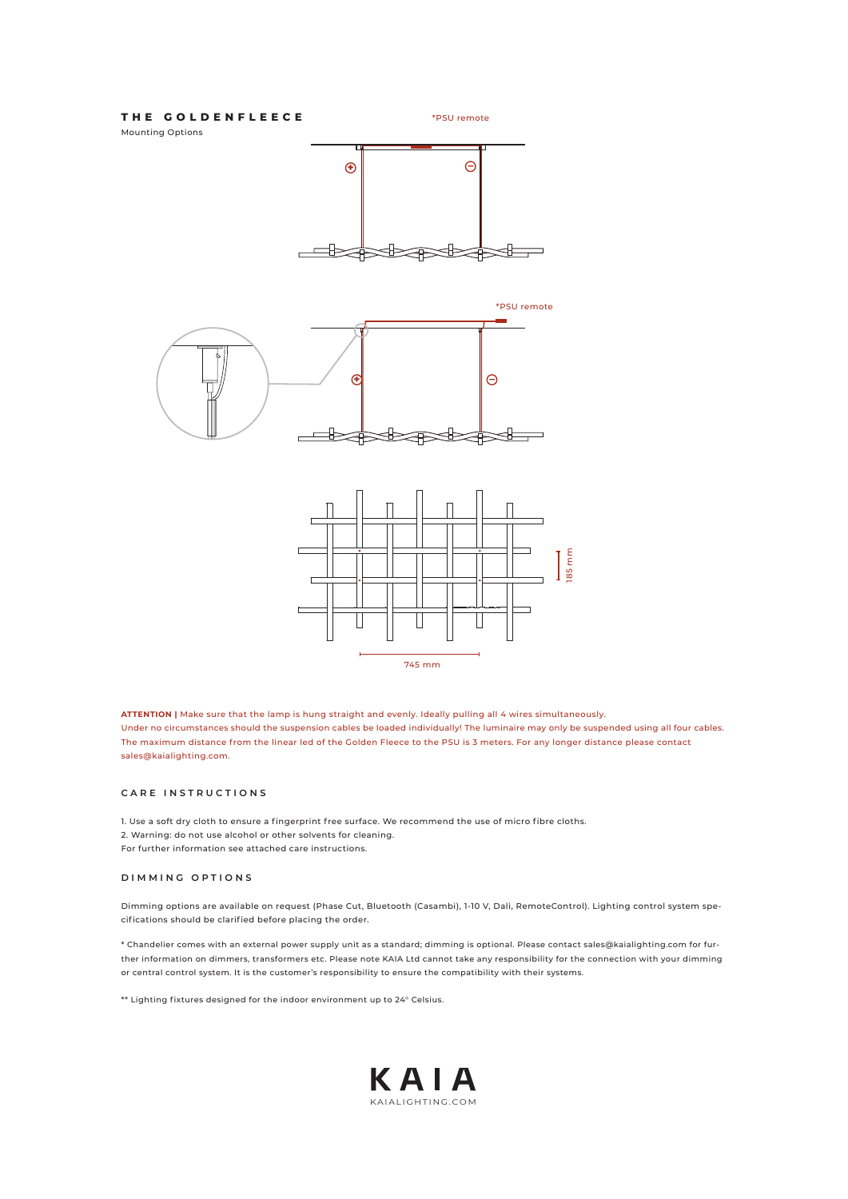## THE GOLDENFLEECE

Mounting Options

*PSU remote

*PSU remote

185 mm

745 mm

**ATTENTION |** Make sure that the lamp is hung straight and evenly. Ideally pulling all 4 wires simultaneously.
Under no circumstances should the suspension cables be loaded individually! The luminaire may only be suspended using all four cables.
The maximum distance from the linear led of the Golden Fleece to the PSU is 3 meters. For any longer distance please contact sales@kaialighting.com.

### CARE INSTRUCTIONS

1. Use a soft dry cloth to ensure a fingerprint free surface. We recommend the use of micro fibre cloths.
2. Warning: do not use alcohol or other solvents for cleaning.

For further information see attached care instructions.

### DIMMING OPTIONS

Dimming options are available on request (Phase Cut, Bluetooth (Casambi), 1-10 V, Dali, RemoteControl). Lighting control system specifications should be clarified before placing the order.

* Chandelier comes with an external power supply unit as a standard; dimming is optional. Please contact sales@kaialighting.com for further information on dimmers, transformers etc. Please note KAIA Ltd cannot take any responsibility for the connection with your dimming or central control system. It is the customer's responsibility to ensure the compatibility with their systems.

** Lighting fixtures designed for the indoor environment up to 24° Celsius.

KAIA
KAIALIGHTING.COM